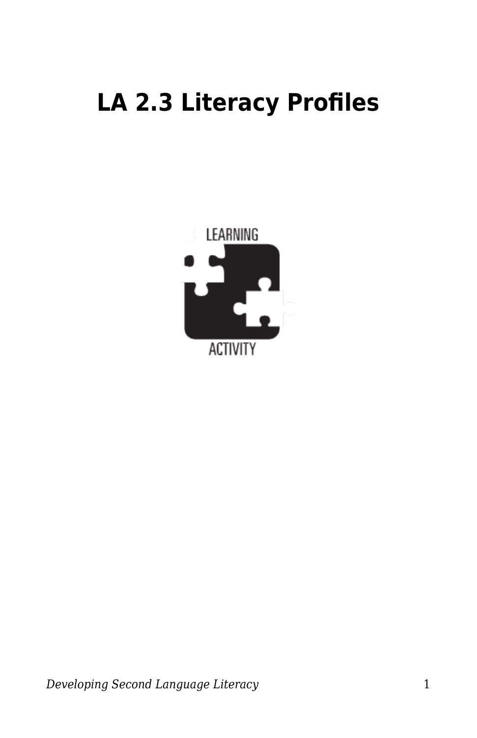# LA 2.3 Literacy Profiles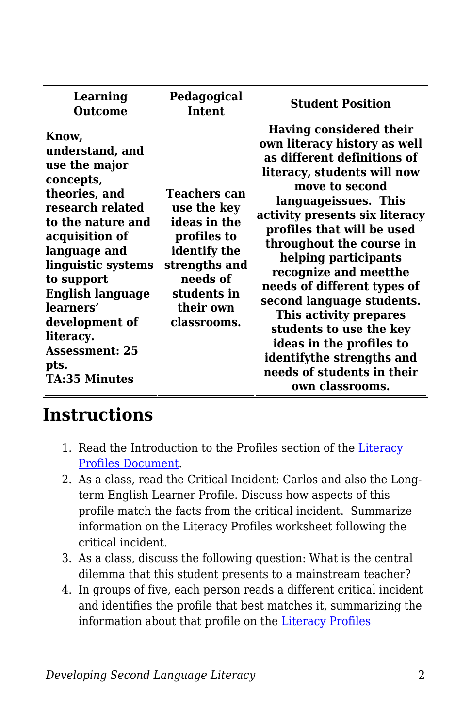| Learning Outcome | Pedagogical Intent | Student Position |
| --- | --- | --- |
| **Know, understand, and use the major concepts, theories, and research related to the nature and acquisition of language and linguistic systems to support English language learners' development of literacy. Assessment: 25 pts. TA:35 Minutes** | **Teachers can use the key ideas in the profiles to identify the strengths and needs of students in their own classrooms.** | **Having considered their own literacy history as well as different definitions of literacy, students will now move to second languageissues. This activity presents six literacy profiles that will be used throughout the course in helping participants recognize and meetthe needs of different types of second language students. This activity prepares students to use the key ideas in the profiles to identifythe strengths and needs of students in their own classrooms.** |

## Instructions

1. Read the Introduction to the Profiles section of the [Literacy Profiles Document](Literacy Profiles Document).
2. As a class, read the Critical Incident: Carlos and also the Long-term English Learner Profile. Discuss how aspects of this profile match the facts from the critical incident. Summarize information on the Literacy Profiles worksheet following the critical incident.
3. As a class, discuss the following question: What is the central dilemma that this student presents to a mainstream teacher?
4. In groups of five, each person reads a different critical incident and identifies the profile that best matches it, summarizing the information about that profile on the [Literacy Profiles](Literacy Profiles)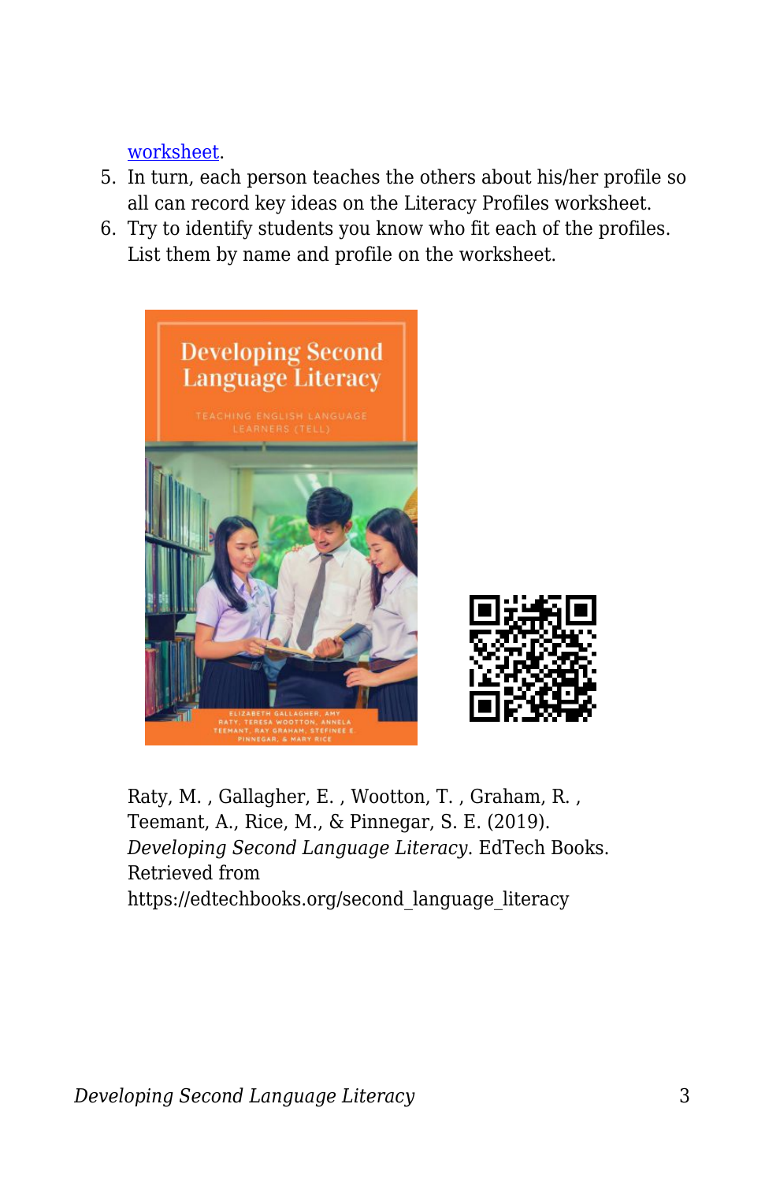worksheet.

5. In turn, each person teaches the others about his/her profile so all can record key ideas on the Literacy Profiles worksheet.
6. Try to identify students you know who fit each of the profiles. List them by name and profile on the worksheet.

Raty, M. , Gallagher, E. , Wootton, T. , Graham, R. , Teemant, A., Rice, M., & Pinnegar, S. E. (2019). *Developing Second Language Literacy*. EdTech Books. Retrieved from https://edtechbooks.org/second_language_literacy